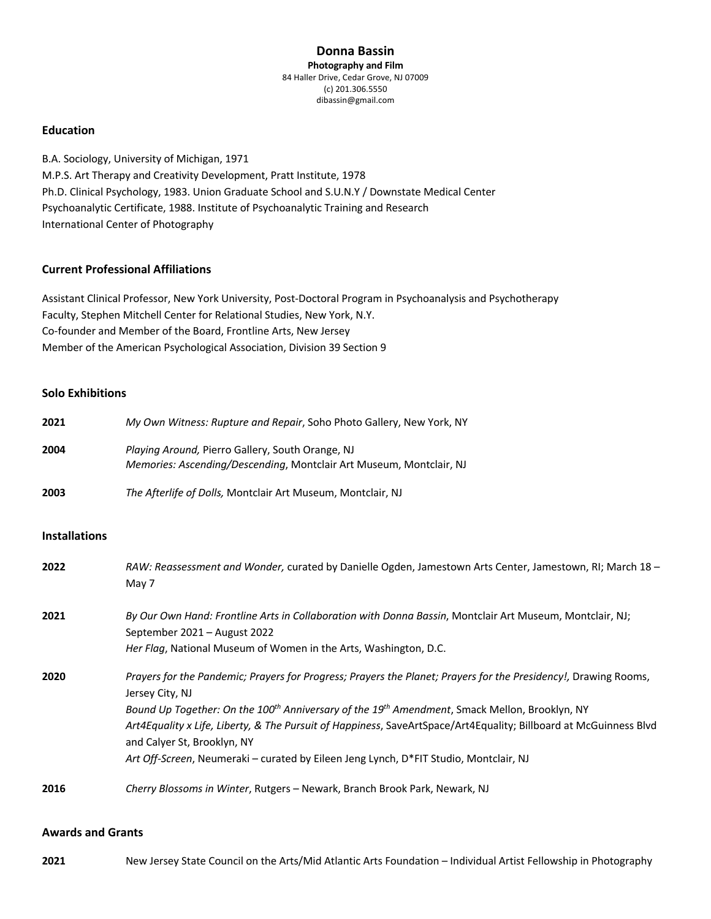# Donna Bassin

**Photography and Film**
84 Haller Drive, Cedar Grove, NJ 07009
(c) 201.306.5550
dibassin@gmail.com

## Education

B.A. Sociology, University of Michigan, 1971
M.P.S. Art Therapy and Creativity Development, Pratt Institute, 1978
Ph.D. Clinical Psychology, 1983. Union Graduate School and S.U.N.Y / Downstate Medical Center
Psychoanalytic Certificate, 1988. Institute of Psychoanalytic Training and Research
International Center of Photography

## Current Professional Affiliations

Assistant Clinical Professor, New York University, Post-Doctoral Program in Psychoanalysis and Psychotherapy
Faculty, Stephen Mitchell Center for Relational Studies, New York, N.Y.
Co-founder and Member of the Board, Frontline Arts, New Jersey
Member of the American Psychological Association, Division 39 Section 9

## Solo Exhibitions

**2021** *My Own Witness: Rupture and Repair*, Soho Photo Gallery, New York, NY

**2004** *Playing Around,* Pierro Gallery, South Orange, NJ
*Memories: Ascending/Descending*, Montclair Art Museum, Montclair, NJ

**2003** *The Afterlife of Dolls,* Montclair Art Museum, Montclair, NJ

## Installations

**2022** *RAW: Reassessment and Wonder,* curated by Danielle Ogden, Jamestown Arts Center, Jamestown, RI; March 18 – May 7

**2021** *By Our Own Hand: Frontline Arts in Collaboration with Donna Bassin*, Montclair Art Museum, Montclair, NJ; September 2021 – August 2022
*Her Flag*, National Museum of Women in the Arts, Washington, D.C.

**2020** *Prayers for the Pandemic; Prayers for Progress; Prayers the Planet; Prayers for the Presidency!,* Drawing Rooms, Jersey City, NJ
*Bound Up Together: On the 100th Anniversary of the 19th Amendment*, Smack Mellon, Brooklyn, NY
*Art4Equality x Life, Liberty, & The Pursuit of Happiness*, SaveArtSpace/Art4Equality; Billboard at McGuinness Blvd and Calyer St, Brooklyn, NY
*Art Off-Screen*, Neumeraki – curated by Eileen Jeng Lynch, D*FIT Studio, Montclair, NJ

**2016** *Cherry Blossoms in Winter*, Rutgers – Newark, Branch Brook Park, Newark, NJ

## Awards and Grants

**2021** New Jersey State Council on the Arts/Mid Atlantic Arts Foundation – Individual Artist Fellowship in Photography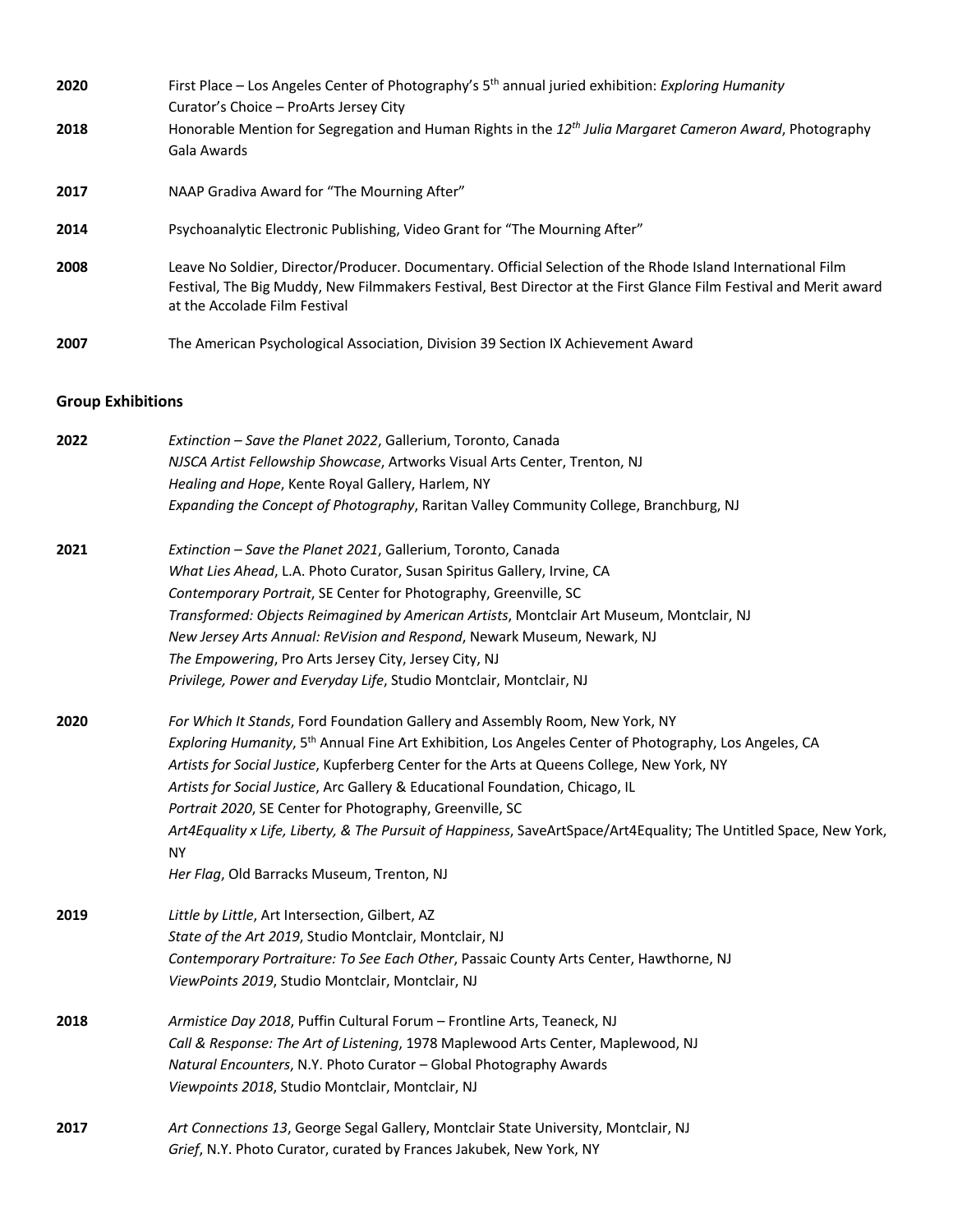**2020** First Place – Los Angeles Center of Photography's 5th annual juried exhibition: *Exploring Humanity*
Curator's Choice – ProArts Jersey City

**2018** Honorable Mention for Segregation and Human Rights in the *12th Julia Margaret Cameron Award*, Photography Gala Awards

**2017** NAAP Gradiva Award for "The Mourning After"

**2014** Psychoanalytic Electronic Publishing, Video Grant for "The Mourning After"

**2008** Leave No Soldier, Director/Producer. Documentary. Official Selection of the Rhode Island International Film Festival, The Big Muddy, New Filmmakers Festival, Best Director at the First Glance Film Festival and Merit award at the Accolade Film Festival

**2007** The American Psychological Association, Division 39 Section IX Achievement Award

## Group Exhibitions

**2022**
*Extinction – Save the Planet 2022*, Gallerium, Toronto, Canada
*NJSCA Artist Fellowship Showcase*, Artworks Visual Arts Center, Trenton, NJ
*Healing and Hope*, Kente Royal Gallery, Harlem, NY
*Expanding the Concept of Photography*, Raritan Valley Community College, Branchburg, NJ

**2021**
*Extinction – Save the Planet 2021*, Gallerium, Toronto, Canada
*What Lies Ahead*, L.A. Photo Curator, Susan Spiritus Gallery, Irvine, CA
*Contemporary Portrait*, SE Center for Photography, Greenville, SC
*Transformed: Objects Reimagined by American Artists*, Montclair Art Museum, Montclair, NJ
*New Jersey Arts Annual: ReVision and Respond*, Newark Museum, Newark, NJ
*The Empowering*, Pro Arts Jersey City, Jersey City, NJ
*Privilege, Power and Everyday Life*, Studio Montclair, Montclair, NJ

**2020**
*For Which It Stands*, Ford Foundation Gallery and Assembly Room, New York, NY
*Exploring Humanity*, 5th Annual Fine Art Exhibition, Los Angeles Center of Photography, Los Angeles, CA
*Artists for Social Justice*, Kupferberg Center for the Arts at Queens College, New York, NY
*Artists for Social Justice*, Arc Gallery & Educational Foundation, Chicago, IL
*Portrait 2020*, SE Center for Photography, Greenville, SC
*Art4Equality x Life, Liberty, & The Pursuit of Happiness*, SaveArtSpace/Art4Equality; The Untitled Space, New York, NY
*Her Flag*, Old Barracks Museum, Trenton, NJ

**2019**
*Little by Little*, Art Intersection, Gilbert, AZ
*State of the Art 2019*, Studio Montclair, Montclair, NJ
*Contemporary Portraiture: To See Each Other*, Passaic County Arts Center, Hawthorne, NJ
*ViewPoints 2019*, Studio Montclair, Montclair, NJ

**2018**
*Armistice Day 2018*, Puffin Cultural Forum – Frontline Arts, Teaneck, NJ
*Call & Response: The Art of Listening*, 1978 Maplewood Arts Center, Maplewood, NJ
*Natural Encounters*, N.Y. Photo Curator – Global Photography Awards
*Viewpoints 2018*, Studio Montclair, Montclair, NJ

**2017**
*Art Connections 13*, George Segal Gallery, Montclair State University, Montclair, NJ
*Grief*, N.Y. Photo Curator, curated by Frances Jakubek, New York, NY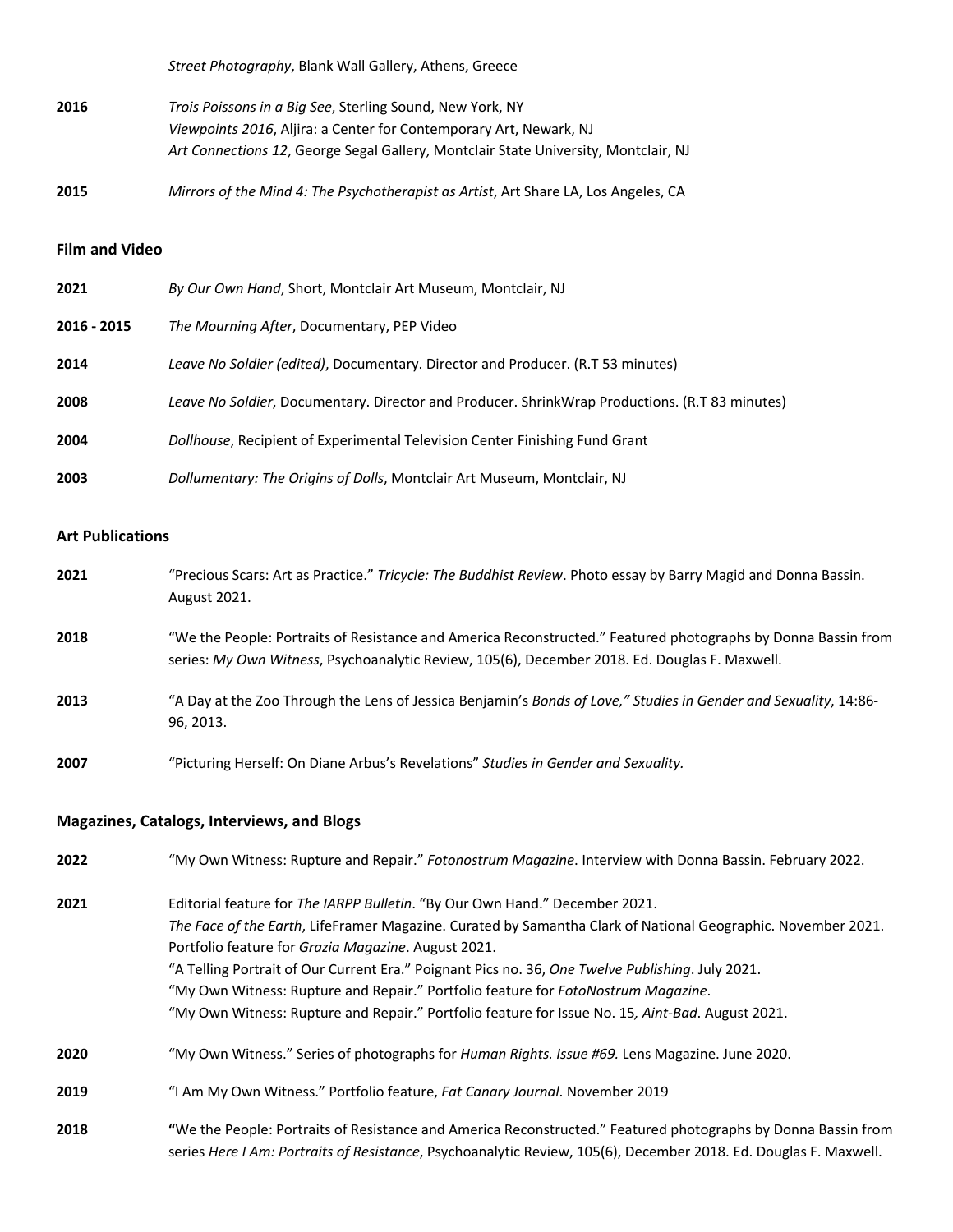*Street Photography*, Blank Wall Gallery, Athens, Greece

**2016** *Trois Poissons in a Big See*, Sterling Sound, New York, NY
*Viewpoints 2016*, Aljira: a Center for Contemporary Art, Newark, NJ
*Art Connections 12*, George Segal Gallery, Montclair State University, Montclair, NJ

**2015** *Mirrors of the Mind 4: The Psychotherapist as Artist*, Art Share LA, Los Angeles, CA

### Film and Video

**2021** *By Our Own Hand*, Short, Montclair Art Museum, Montclair, NJ

**2016 - 2015** *The Mourning After*, Documentary, PEP Video

**2014** *Leave No Soldier (edited)*, Documentary. Director and Producer. (R.T 53 minutes)

**2008** *Leave No Soldier*, Documentary. Director and Producer. ShrinkWrap Productions. (R.T 83 minutes)

**2004** *Dollhouse*, Recipient of Experimental Television Center Finishing Fund Grant

**2003** *Dollumentary: The Origins of Dolls*, Montclair Art Museum, Montclair, NJ

### Art Publications

**2021** "Precious Scars: Art as Practice." *Tricycle: The Buddhist Review*. Photo essay by Barry Magid and Donna Bassin. August 2021.

**2018** "We the People: Portraits of Resistance and America Reconstructed." Featured photographs by Donna Bassin from series: *My Own Witness*, Psychoanalytic Review, 105(6), December 2018. Ed. Douglas F. Maxwell.

**2013** "A Day at the Zoo Through the Lens of Jessica Benjamin's *Bonds of Love," Studies in Gender and Sexuality*, 14:86-96, 2013.

**2007** "Picturing Herself: On Diane Arbus's Revelations" *Studies in Gender and Sexuality.*

### Magazines, Catalogs, Interviews, and Blogs

**2022** "My Own Witness: Rupture and Repair." *Fotonostrum Magazine*. Interview with Donna Bassin. February 2022.

**2021** Editorial feature for *The IARPP Bulletin*. "By Our Own Hand." December 2021.
*The Face of the Earth*, LifeFramer Magazine. Curated by Samantha Clark of National Geographic. November 2021.
Portfolio feature for *Grazia Magazine*. August 2021.
"A Telling Portrait of Our Current Era." Poignant Pics no. 36, *One Twelve Publishing*. July 2021.
"My Own Witness: Rupture and Repair." Portfolio feature for *FotoNostrum Magazine*.
"My Own Witness: Rupture and Repair." Portfolio feature for Issue No. 15*, Aint-Bad*. August 2021.

**2020** "My Own Witness." Series of photographs for *Human Rights. Issue #69.* Lens Magazine. June 2020.

**2019** "I Am My Own Witness." Portfolio feature, *Fat Canary Journal*. November 2019

**2018** **"**We the People: Portraits of Resistance and America Reconstructed." Featured photographs by Donna Bassin from series *Here I Am: Portraits of Resistance*, Psychoanalytic Review, 105(6), December 2018. Ed. Douglas F. Maxwell.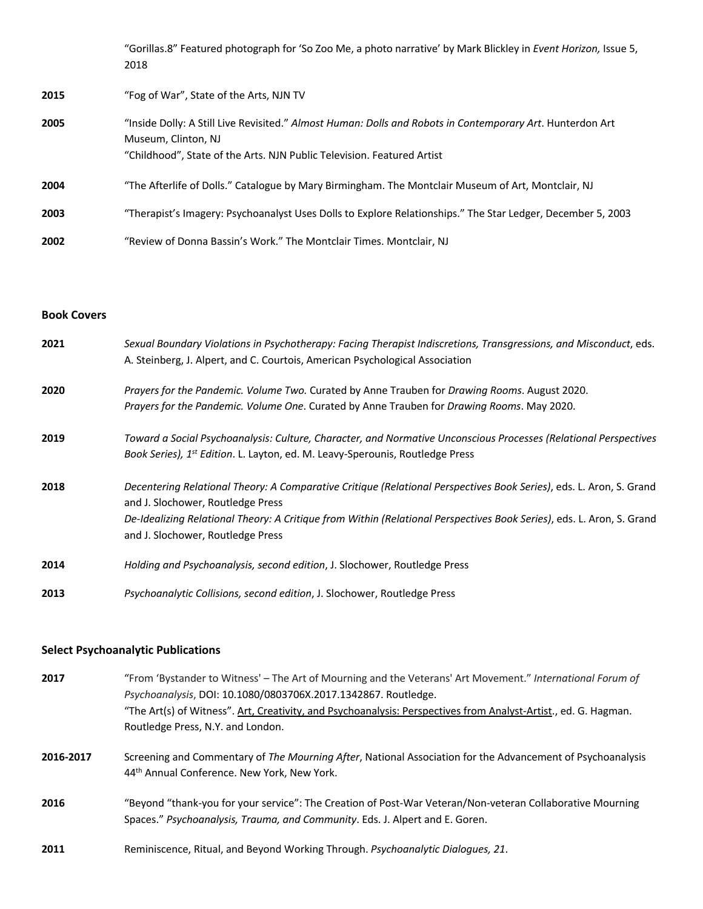"Gorillas.8" Featured photograph for 'So Zoo Me, a photo narrative' by Mark Blickley in *Event Horizon,* Issue 5, 2018

**2015** "Fog of War", State of the Arts, NJN TV

**2005** "Inside Dolly: A Still Live Revisited." *Almost Human: Dolls and Robots in Contemporary Art*. Hunterdon Art Museum, Clinton, NJ
"Childhood", State of the Arts. NJN Public Television. Featured Artist

**2004** "The Afterlife of Dolls." Catalogue by Mary Birmingham. The Montclair Museum of Art, Montclair, NJ

**2003** "Therapist's Imagery: Psychoanalyst Uses Dolls to Explore Relationships." The Star Ledger, December 5, 2003

**2002** "Review of Donna Bassin's Work." The Montclair Times. Montclair, NJ

### Book Covers

**2021** *Sexual Boundary Violations in Psychotherapy: Facing Therapist Indiscretions, Transgressions, and Misconduct*, eds. A. Steinberg, J. Alpert, and C. Courtois, American Psychological Association

**2020** *Prayers for the Pandemic. Volume Two.* Curated by Anne Trauben for *Drawing Rooms*. August 2020.
*Prayers for the Pandemic. Volume One*. Curated by Anne Trauben for *Drawing Rooms*. May 2020.

**2019** *Toward a Social Psychoanalysis: Culture, Character, and Normative Unconscious Processes (Relational Perspectives Book Series), 1st Edition*. L. Layton, ed. M. Leavy-Sperounis, Routledge Press

**2018** *Decentering Relational Theory: A Comparative Critique (Relational Perspectives Book Series)*, eds. L. Aron, S. Grand and J. Slochower, Routledge Press
*De-Idealizing Relational Theory: A Critique from Within (Relational Perspectives Book Series)*, eds. L. Aron, S. Grand and J. Slochower, Routledge Press

**2014** *Holding and Psychoanalysis, second edition*, J. Slochower, Routledge Press

**2013** *Psychoanalytic Collisions, second edition*, J. Slochower, Routledge Press

### Select Psychoanalytic Publications

**2017** "From 'Bystander to Witness' – The Art of Mourning and the Veterans' Art Movement." *International Forum of Psychoanalysis*, DOI: 10.1080/0803706X.2017.1342867. Routledge.
"The Art(s) of Witness". Art, Creativity, and Psychoanalysis: Perspectives from Analyst-Artist., ed. G. Hagman. Routledge Press, N.Y. and London.

**2016-2017** Screening and Commentary of *The Mourning After*, National Association for the Advancement of Psychoanalysis 44th Annual Conference. New York, New York.

**2016** "Beyond "thank-you for your service": The Creation of Post-War Veteran/Non-veteran Collaborative Mourning Spaces." *Psychoanalysis, Trauma, and Community*. Eds. J. Alpert and E. Goren.

**2011** Reminiscence, Ritual, and Beyond Working Through. *Psychoanalytic Dialogues, 21*.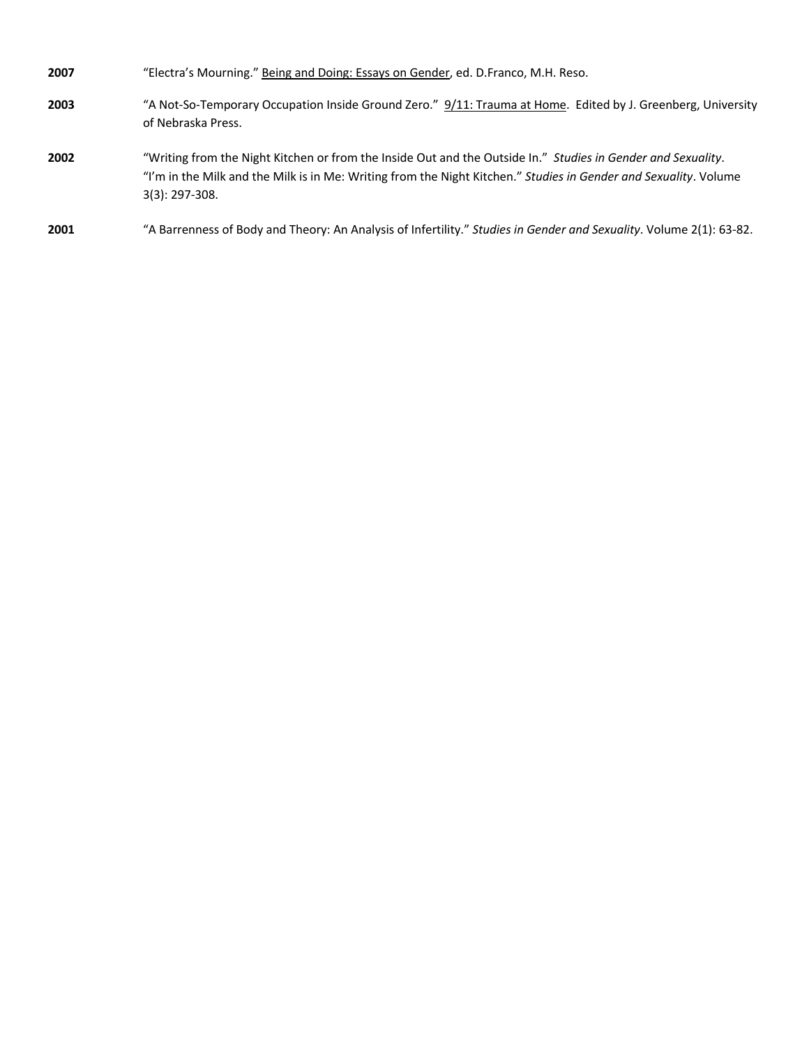**2007** "Electra's Mourning." Being and Doing: Essays on Gender, ed. D.Franco, M.H. Reso.

**2003** "A Not-So-Temporary Occupation Inside Ground Zero." 9/11: Trauma at Home. Edited by J. Greenberg, University of Nebraska Press.

**2002** "Writing from the Night Kitchen or from the Inside Out and the Outside In." *Studies in Gender and Sexuality*.
"I'm in the Milk and the Milk is in Me: Writing from the Night Kitchen." *Studies in Gender and Sexuality*. Volume 3(3): 297-308.

**2001** "A Barrenness of Body and Theory: An Analysis of Infertility." *Studies in Gender and Sexuality*. Volume 2(1): 63-82.